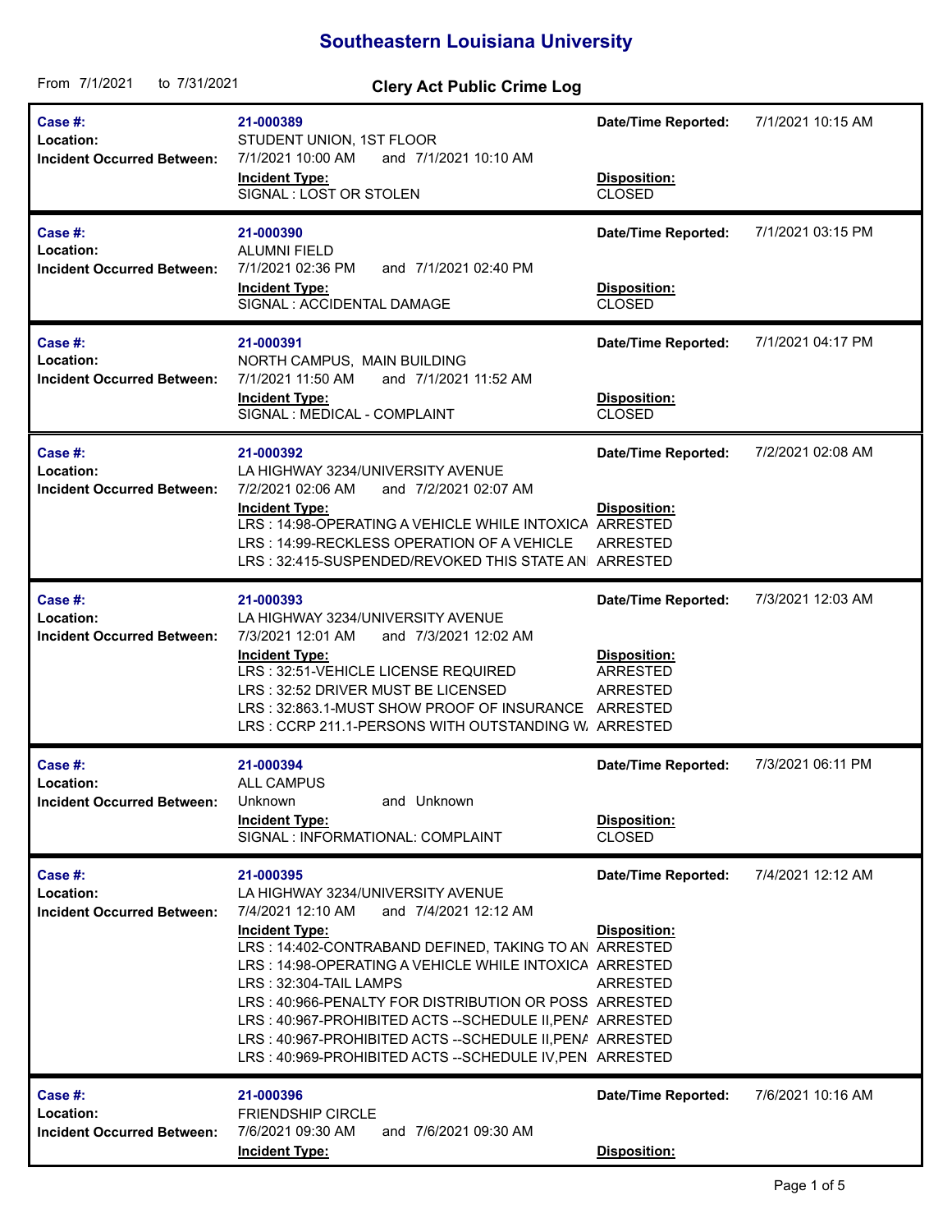# Southeastern Louisiana University

From 7/1/2021 to 7/31/2021

## Clery Act Public Crime Log

| | | | |
|---|---|---|---|
| **Case #:** | 21-000389 | **Date/Time Reported:** | 7/1/2021 10:15 AM |
| **Location:** | STUDENT UNION, 1ST FLOOR | | |
| **Incident Occurred Between:** | 7/1/2021 10:00 AM and 7/1/2021 10:10 AM | | |
| | **Incident Type:** | **Disposition:** | |
| | SIGNAL : LOST OR STOLEN | CLOSED | |

| | | | |
|---|---|---|---|
| **Case #:** | 21-000390 | **Date/Time Reported:** | 7/1/2021 03:15 PM |
| **Location:** | ALUMNI FIELD | | |
| **Incident Occurred Between:** | 7/1/2021 02:36 PM and 7/1/2021 02:40 PM | | |
| | **Incident Type:** | **Disposition:** | |
| | SIGNAL : ACCIDENTAL DAMAGE | CLOSED | |

| | | | |
|---|---|---|---|
| **Case #:** | 21-000391 | **Date/Time Reported:** | 7/1/2021 04:17 PM |
| **Location:** | NORTH CAMPUS, MAIN BUILDING | | |
| **Incident Occurred Between:** | 7/1/2021 11:50 AM and 7/1/2021 11:52 AM | | |
| | **Incident Type:** | **Disposition:** | |
| | SIGNAL : MEDICAL - COMPLAINT | CLOSED | |

| | | | |
|---|---|---|---|
| **Case #:** | 21-000392 | **Date/Time Reported:** | 7/2/2021 02:08 AM |
| **Location:** | LA HIGHWAY 3234/UNIVERSITY AVENUE | | |
| **Incident Occurred Between:** | 7/2/2021 02:06 AM and 7/2/2021 02:07 AM | | |
| | **Incident Type:** | **Disposition:** | |
| | LRS : 14:98-OPERATING A VEHICLE WHILE INTOXICA | ARRESTED | |
| | LRS : 14:99-RECKLESS OPERATION OF A VEHICLE | ARRESTED | |
| | LRS : 32:415-SUSPENDED/REVOKED THIS STATE AN | ARRESTED | |

| | | | |
|---|---|---|---|
| **Case #:** | 21-000393 | **Date/Time Reported:** | 7/3/2021 12:03 AM |
| **Location:** | LA HIGHWAY 3234/UNIVERSITY AVENUE | | |
| **Incident Occurred Between:** | 7/3/2021 12:01 AM and 7/3/2021 12:02 AM | | |
| | **Incident Type:** | **Disposition:** | |
| | LRS : 32:51-VEHICLE LICENSE REQUIRED | ARRESTED | |
| | LRS : 32:52 DRIVER MUST BE LICENSED | ARRESTED | |
| | LRS : 32:863.1-MUST SHOW PROOF OF INSURANCE | ARRESTED | |
| | LRS : CCRP 211.1-PERSONS WITH OUTSTANDING W. | ARRESTED | |

| | | | |
|---|---|---|---|
| **Case #:** | 21-000394 | **Date/Time Reported:** | 7/3/2021 06:11 PM |
| **Location:** | ALL CAMPUS | | |
| **Incident Occurred Between:** | Unknown and Unknown | | |
| | **Incident Type:** | **Disposition:** | |
| | SIGNAL : INFORMATIONAL: COMPLAINT | CLOSED | |

| | | | |
|---|---|---|---|
| **Case #:** | 21-000395 | **Date/Time Reported:** | 7/4/2021 12:12 AM |
| **Location:** | LA HIGHWAY 3234/UNIVERSITY AVENUE | | |
| **Incident Occurred Between:** | 7/4/2021 12:10 AM and 7/4/2021 12:12 AM | | |
| | **Incident Type:** | **Disposition:** | |
| | LRS : 14:402-CONTRABAND DEFINED, TAKING TO AN | ARRESTED | |
| | LRS : 14:98-OPERATING A VEHICLE WHILE INTOXICA | ARRESTED | |
| | LRS : 32:304-TAIL LAMPS | ARRESTED | |
| | LRS : 40:966-PENALTY FOR DISTRIBUTION OR POSS | ARRESTED | |
| | LRS : 40:967-PROHIBITED ACTS --SCHEDULE II,PENA | ARRESTED | |
| | LRS : 40:967-PROHIBITED ACTS --SCHEDULE II,PENA | ARRESTED | |
| | LRS : 40:969-PROHIBITED ACTS --SCHEDULE IV,PEN | ARRESTED | |

| | | | |
|---|---|---|---|
| **Case #:** | 21-000396 | **Date/Time Reported:** | 7/6/2021 10:16 AM |
| **Location:** | FRIENDSHIP CIRCLE | | |
| **Incident Occurred Between:** | 7/6/2021 09:30 AM and 7/6/2021 09:30 AM | | |
| | **Incident Type:** | **Disposition:** | |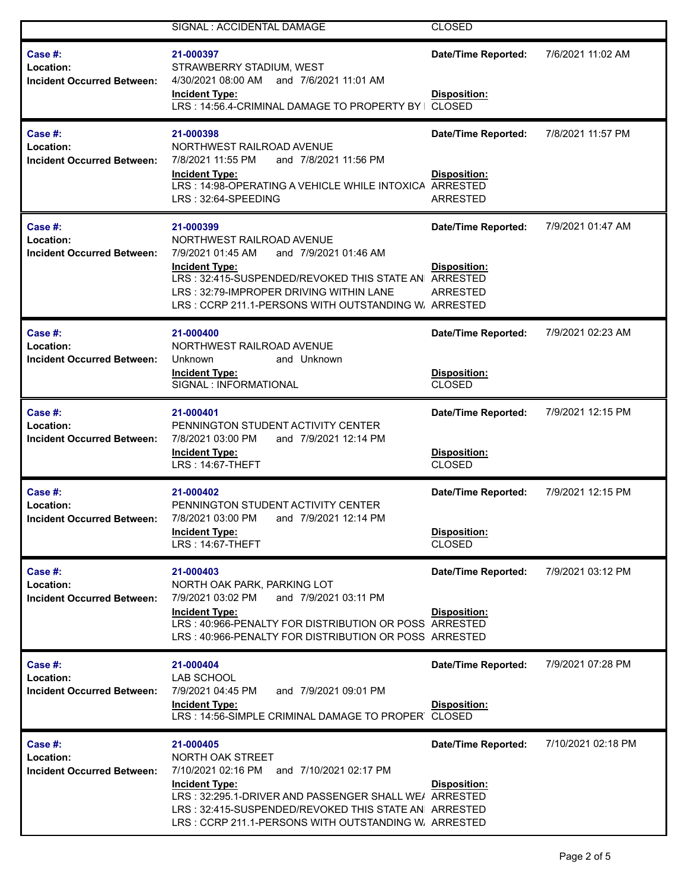| | SIGNAL : ACCIDENTAL DAMAGE | CLOSED | |
|---|---|---|---|

| | | | |
|---|---|---|---|
| **Case #:** | **21-000397** | **Date/Time Reported:** | 7/6/2021 11:02 AM |
| **Location:** | STRAWBERRY STADIUM, WEST | | |
| **Incident Occurred Between:** | 4/30/2021 08:00 AM and 7/6/2021 11:01 AM | | |
| | **Incident Type:** | **Disposition:** | |
| | LRS : 14:56.4-CRIMINAL DAMAGE TO PROPERTY BY I | CLOSED | |

| | | | |
|---|---|---|---|
| **Case #:** | **21-000398** | **Date/Time Reported:** | 7/8/2021 11:57 PM |
| **Location:** | NORTHWEST RAILROAD AVENUE | | |
| **Incident Occurred Between:** | 7/8/2021 11:55 PM and 7/8/2021 11:56 PM | | |
| | **Incident Type:** | **Disposition:** | |
| | LRS : 14:98-OPERATING A VEHICLE WHILE INTOXICA | ARRESTED | |
| | LRS : 32:64-SPEEDING | ARRESTED | |

| | | | |
|---|---|---|---|
| **Case #:** | **21-000399** | **Date/Time Reported:** | 7/9/2021 01:47 AM |
| **Location:** | NORTHWEST RAILROAD AVENUE | | |
| **Incident Occurred Between:** | 7/9/2021 01:45 AM and 7/9/2021 01:46 AM | | |
| | **Incident Type:** | **Disposition:** | |
| | LRS : 32:415-SUSPENDED/REVOKED THIS STATE AN | ARRESTED | |
| | LRS : 32:79-IMPROPER DRIVING WITHIN LANE | ARRESTED | |
| | LRS : CCRP 211.1-PERSONS WITH OUTSTANDING W. | ARRESTED | |

| | | | |
|---|---|---|---|
| **Case #:** | **21-000400** | **Date/Time Reported:** | 7/9/2021 02:23 AM |
| **Location:** | NORTHWEST RAILROAD AVENUE | | |
| **Incident Occurred Between:** | Unknown and Unknown | | |
| | **Incident Type:** | **Disposition:** | |
| | SIGNAL : INFORMATIONAL | CLOSED | |

| | | | |
|---|---|---|---|
| **Case #:** | **21-000401** | **Date/Time Reported:** | 7/9/2021 12:15 PM |
| **Location:** | PENNINGTON STUDENT ACTIVITY CENTER | | |
| **Incident Occurred Between:** | 7/8/2021 03:00 PM and 7/9/2021 12:14 PM | | |
| | **Incident Type:** | **Disposition:** | |
| | LRS : 14:67-THEFT | CLOSED | |

| | | | |
|---|---|---|---|
| **Case #:** | **21-000402** | **Date/Time Reported:** | 7/9/2021 12:15 PM |
| **Location:** | PENNINGTON STUDENT ACTIVITY CENTER | | |
| **Incident Occurred Between:** | 7/8/2021 03:00 PM and 7/9/2021 12:14 PM | | |
| | **Incident Type:** | **Disposition:** | |
| | LRS : 14:67-THEFT | CLOSED | |

| | | | |
|---|---|---|---|
| **Case #:** | **21-000403** | **Date/Time Reported:** | 7/9/2021 03:12 PM |
| **Location:** | NORTH OAK PARK, PARKING LOT | | |
| **Incident Occurred Between:** | 7/9/2021 03:02 PM and 7/9/2021 03:11 PM | | |
| | **Incident Type:** | **Disposition:** | |
| | LRS : 40:966-PENALTY FOR DISTRIBUTION OR POSS | ARRESTED | |
| | LRS : 40:966-PENALTY FOR DISTRIBUTION OR POSS | ARRESTED | |

| | | | |
|---|---|---|---|
| **Case #:** | **21-000404** | **Date/Time Reported:** | 7/9/2021 07:28 PM |
| **Location:** | LAB SCHOOL | | |
| **Incident Occurred Between:** | 7/9/2021 04:45 PM and 7/9/2021 09:01 PM | | |
| | **Incident Type:** | **Disposition:** | |
| | LRS : 14:56-SIMPLE CRIMINAL DAMAGE TO PROPER' | CLOSED | |

| | | | |
|---|---|---|---|
| **Case #:** | **21-000405** | **Date/Time Reported:** | 7/10/2021 02:18 PM |
| **Location:** | NORTH OAK STREET | | |
| **Incident Occurred Between:** | 7/10/2021 02:16 PM and 7/10/2021 02:17 PM | | |
| | **Incident Type:** | **Disposition:** | |
| | LRS : 32:295.1-DRIVER AND PASSENGER SHALL WE/ | ARRESTED | |
| | LRS : 32:415-SUSPENDED/REVOKED THIS STATE AN | ARRESTED | |
| | LRS : CCRP 211.1-PERSONS WITH OUTSTANDING W. | ARRESTED | |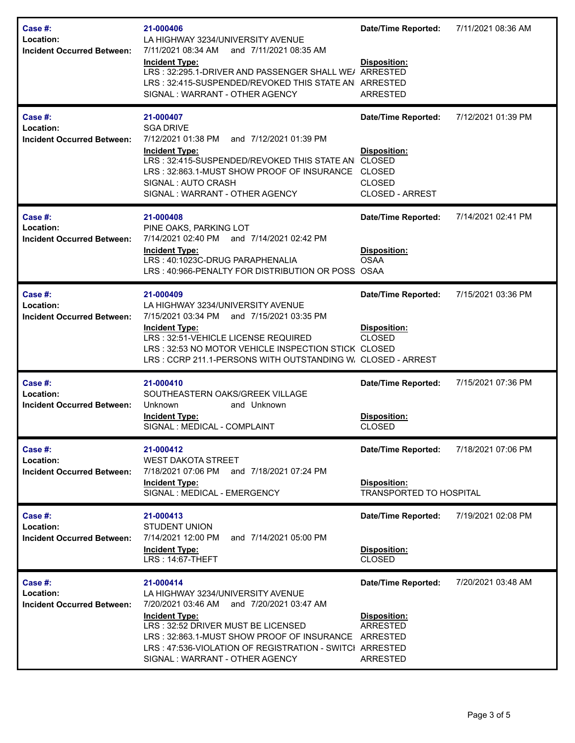| | | | |
|---|---|---|---|
| **Case #:** | **21-000406** | **Date/Time Reported:** | 7/11/2021 08:36 AM |
| **Location:** | LA HIGHWAY 3234/UNIVERSITY AVENUE | | |
| **Incident Occurred Between:** | 7/11/2021 08:34 AM and 7/11/2021 08:35 AM | | |
| | **Incident Type:** | **Disposition:** | |
| | LRS : 32:295.1-DRIVER AND PASSENGER SHALL WE/ | ARRESTED | |
| | LRS : 32:415-SUSPENDED/REVOKED THIS STATE AN | ARRESTED | |
| | SIGNAL : WARRANT - OTHER AGENCY | ARRESTED | |

| | | | |
|---|---|---|---|
| **Case #:** | **21-000407** | **Date/Time Reported:** | 7/12/2021 01:39 PM |
| **Location:** | SGA DRIVE | | |
| **Incident Occurred Between:** | 7/12/2021 01:38 PM and 7/12/2021 01:39 PM | | |
| | **Incident Type:** | **Disposition:** | |
| | LRS : 32:415-SUSPENDED/REVOKED THIS STATE AN | CLOSED | |
| | LRS : 32:863.1-MUST SHOW PROOF OF INSURANCE | CLOSED | |
| | SIGNAL : AUTO CRASH | CLOSED | |
| | SIGNAL : WARRANT - OTHER AGENCY | CLOSED - ARREST | |

| | | | |
|---|---|---|---|
| **Case #:** | **21-000408** | **Date/Time Reported:** | 7/14/2021 02:41 PM |
| **Location:** | PINE OAKS, PARKING LOT | | |
| **Incident Occurred Between:** | 7/14/2021 02:40 PM and 7/14/2021 02:42 PM | | |
| | **Incident Type:** | **Disposition:** | |
| | LRS : 40:1023C-DRUG PARAPHENALIA | OSAA | |
| | LRS : 40:966-PENALTY FOR DISTRIBUTION OR POSS | OSAA | |

| | | | |
|---|---|---|---|
| **Case #:** | **21-000409** | **Date/Time Reported:** | 7/15/2021 03:36 PM |
| **Location:** | LA HIGHWAY 3234/UNIVERSITY AVENUE | | |
| **Incident Occurred Between:** | 7/15/2021 03:34 PM and 7/15/2021 03:35 PM | | |
| | **Incident Type:** | **Disposition:** | |
| | LRS : 32:51-VEHICLE LICENSE REQUIRED | CLOSED | |
| | LRS : 32:53 NO MOTOR VEHICLE INSPECTION STICK | CLOSED | |
| | LRS : CCRP 211.1-PERSONS WITH OUTSTANDING W | CLOSED - ARREST | |

| | | | |
|---|---|---|---|
| **Case #:** | **21-000410** | **Date/Time Reported:** | 7/15/2021 07:36 PM |
| **Location:** | SOUTHEASTERN OAKS/GREEK VILLAGE | | |
| **Incident Occurred Between:** | Unknown and Unknown | | |
| | **Incident Type:** | **Disposition:** | |
| | SIGNAL : MEDICAL - COMPLAINT | CLOSED | |

| | | | |
|---|---|---|---|
| **Case #:** | **21-000412** | **Date/Time Reported:** | 7/18/2021 07:06 PM |
| **Location:** | WEST DAKOTA STREET | | |
| **Incident Occurred Between:** | 7/18/2021 07:06 PM and 7/18/2021 07:24 PM | | |
| | **Incident Type:** | **Disposition:** | |
| | SIGNAL : MEDICAL - EMERGENCY | TRANSPORTED TO HOSPITAL | |

| | | | |
|---|---|---|---|
| **Case #:** | **21-000413** | **Date/Time Reported:** | 7/19/2021 02:08 PM |
| **Location:** | STUDENT UNION | | |
| **Incident Occurred Between:** | 7/14/2021 12:00 PM and 7/14/2021 05:00 PM | | |
| | **Incident Type:** | **Disposition:** | |
| | LRS : 14:67-THEFT | CLOSED | |

| | | | |
|---|---|---|---|
| **Case #:** | **21-000414** | **Date/Time Reported:** | 7/20/2021 03:48 AM |
| **Location:** | LA HIGHWAY 3234/UNIVERSITY AVENUE | | |
| **Incident Occurred Between:** | 7/20/2021 03:46 AM and 7/20/2021 03:47 AM | | |
| | **Incident Type:** | **Disposition:** | |
| | LRS : 32:52 DRIVER MUST BE LICENSED | ARRESTED | |
| | LRS : 32:863.1-MUST SHOW PROOF OF INSURANCE | ARRESTED | |
| | LRS : 47:536-VIOLATION OF REGISTRATION - SWITCI | ARRESTED | |
| | SIGNAL : WARRANT - OTHER AGENCY | ARRESTED | |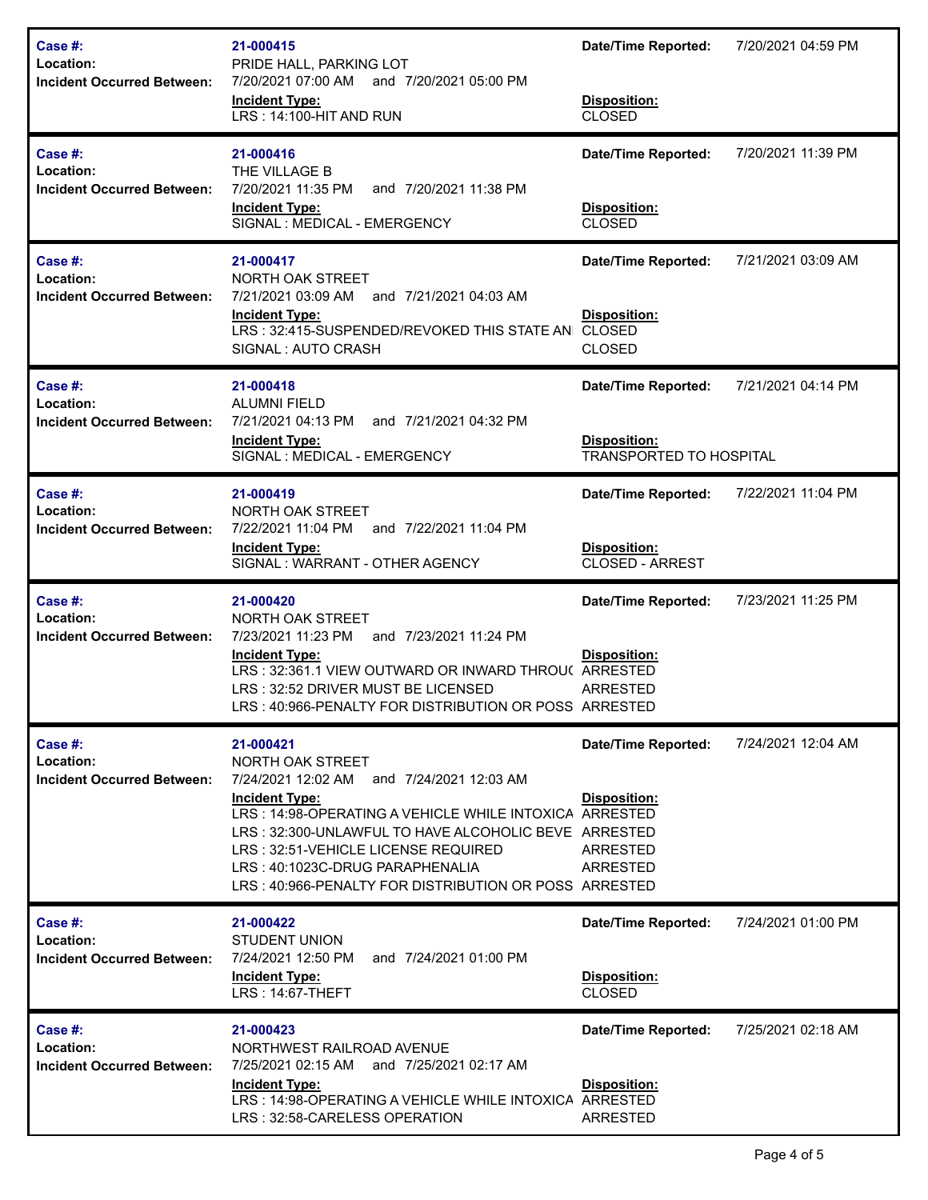| | | | |
|---|---|---|---|
| **Case #:** | **21-000415** | **Date/Time Reported:** | 7/20/2021 04:59 PM |
| **Location:** | PRIDE HALL, PARKING LOT | | |
| **Incident Occurred Between:** | 7/20/2021 07:00 AM and 7/20/2021 05:00 PM | | |
| | **Incident Type:** | **Disposition:** | |
| | LRS : 14:100-HIT AND RUN | CLOSED | |

| | | | |
|---|---|---|---|
| **Case #:** | **21-000416** | **Date/Time Reported:** | 7/20/2021 11:39 PM |
| **Location:** | THE VILLAGE B | | |
| **Incident Occurred Between:** | 7/20/2021 11:35 PM and 7/20/2021 11:38 PM | | |
| | **Incident Type:** | **Disposition:** | |
| | SIGNAL : MEDICAL - EMERGENCY | CLOSED | |

| | | | |
|---|---|---|---|
| **Case #:** | **21-000417** | **Date/Time Reported:** | 7/21/2021 03:09 AM |
| **Location:** | NORTH OAK STREET | | |
| **Incident Occurred Between:** | 7/21/2021 03:09 AM and 7/21/2021 04:03 AM | | |
| | **Incident Type:** | **Disposition:** | |
| | LRS : 32:415-SUSPENDED/REVOKED THIS STATE AN | CLOSED | |
| | SIGNAL : AUTO CRASH | CLOSED | |

| | | | |
|---|---|---|---|
| **Case #:** | **21-000418** | **Date/Time Reported:** | 7/21/2021 04:14 PM |
| **Location:** | ALUMNI FIELD | | |
| **Incident Occurred Between:** | 7/21/2021 04:13 PM and 7/21/2021 04:32 PM | | |
| | **Incident Type:** | **Disposition:** | |
| | SIGNAL : MEDICAL - EMERGENCY | TRANSPORTED TO HOSPITAL | |

| | | | |
|---|---|---|---|
| **Case #:** | **21-000419** | **Date/Time Reported:** | 7/22/2021 11:04 PM |
| **Location:** | NORTH OAK STREET | | |
| **Incident Occurred Between:** | 7/22/2021 11:04 PM and 7/22/2021 11:04 PM | | |
| | **Incident Type:** | **Disposition:** | |
| | SIGNAL : WARRANT - OTHER AGENCY | CLOSED - ARREST | |

| | | | |
|---|---|---|---|
| **Case #:** | **21-000420** | **Date/Time Reported:** | 7/23/2021 11:25 PM |
| **Location:** | NORTH OAK STREET | | |
| **Incident Occurred Between:** | 7/23/2021 11:23 PM and 7/23/2021 11:24 PM | | |
| | **Incident Type:** | **Disposition:** | |
| | LRS : 32:361.1 VIEW OUTWARD OR INWARD THROU( | ARRESTED | |
| | LRS : 32:52 DRIVER MUST BE LICENSED | ARRESTED | |
| | LRS : 40:966-PENALTY FOR DISTRIBUTION OR POSS | ARRESTED | |

| | | | |
|---|---|---|---|
| **Case #:** | **21-000421** | **Date/Time Reported:** | 7/24/2021 12:04 AM |
| **Location:** | NORTH OAK STREET | | |
| **Incident Occurred Between:** | 7/24/2021 12:02 AM and 7/24/2021 12:03 AM | | |
| | **Incident Type:** | **Disposition:** | |
| | LRS : 14:98-OPERATING A VEHICLE WHILE INTOXICA | ARRESTED | |
| | LRS : 32:300-UNLAWFUL TO HAVE ALCOHOLIC BEVE | ARRESTED | |
| | LRS : 32:51-VEHICLE LICENSE REQUIRED | ARRESTED | |
| | LRS : 40:1023C-DRUG PARAPHENALIA | ARRESTED | |
| | LRS : 40:966-PENALTY FOR DISTRIBUTION OR POSS | ARRESTED | |

| | | | |
|---|---|---|---|
| **Case #:** | **21-000422** | **Date/Time Reported:** | 7/24/2021 01:00 PM |
| **Location:** | STUDENT UNION | | |
| **Incident Occurred Between:** | 7/24/2021 12:50 PM and 7/24/2021 01:00 PM | | |
| | **Incident Type:** | **Disposition:** | |
| | LRS : 14:67-THEFT | CLOSED | |

| | | | |
|---|---|---|---|
| **Case #:** | **21-000423** | **Date/Time Reported:** | 7/25/2021 02:18 AM |
| **Location:** | NORTHWEST RAILROAD AVENUE | | |
| **Incident Occurred Between:** | 7/25/2021 02:15 AM and 7/25/2021 02:17 AM | | |
| | **Incident Type:** | **Disposition:** | |
| | LRS : 14:98-OPERATING A VEHICLE WHILE INTOXICA | ARRESTED | |
| | LRS : 32:58-CARELESS OPERATION | ARRESTED | |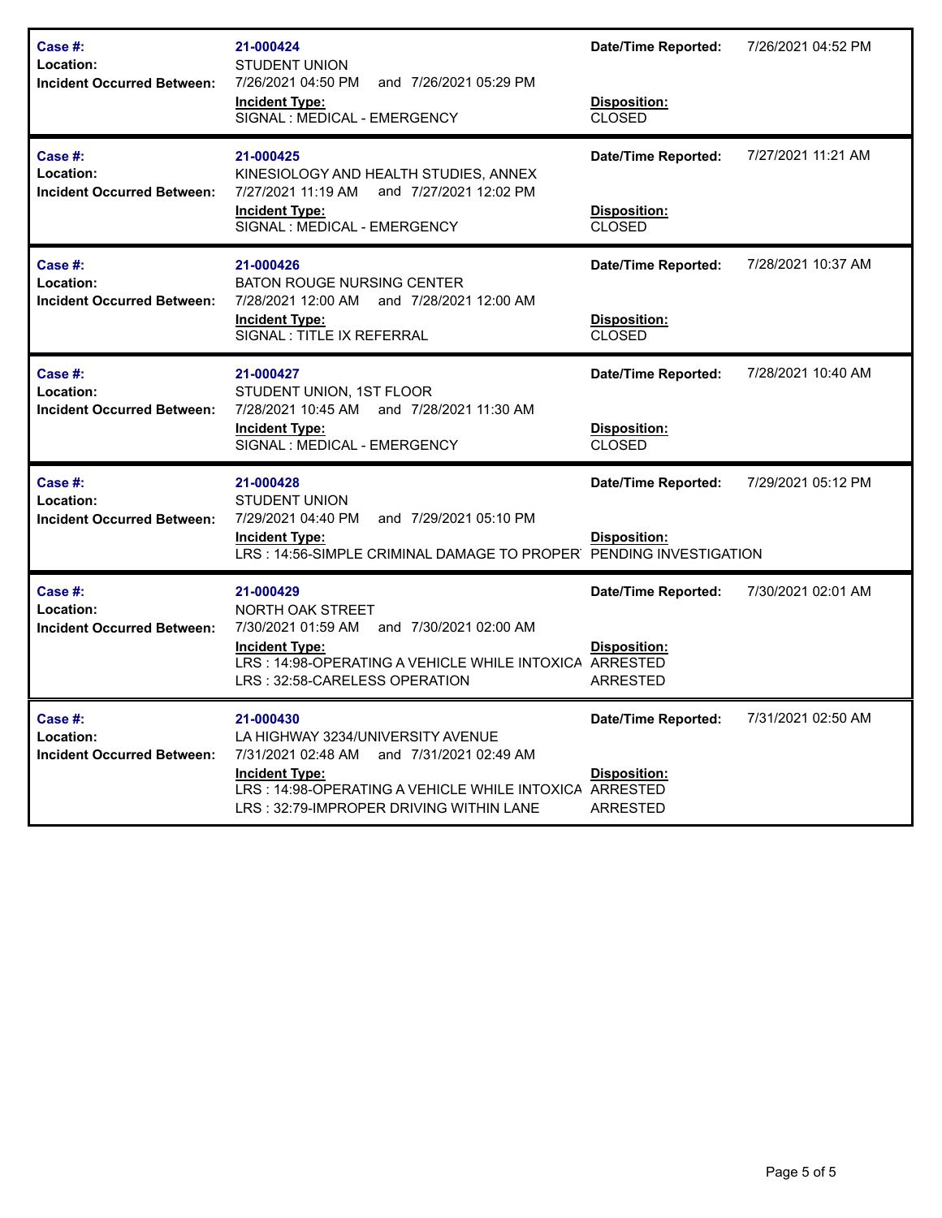| | | | |
|---|---|---|---|
| **Case #:** | **21-000424** | **Date/Time Reported:** | 7/26/2021 04:52 PM |
| **Location:** | STUDENT UNION | | |
| **Incident Occurred Between:** | 7/26/2021 04:50 PM and 7/26/2021 05:29 PM | | |
| | **Incident Type:** | **Disposition:** | |
| | SIGNAL : MEDICAL - EMERGENCY | CLOSED | |

| | | | |
|---|---|---|---|
| **Case #:** | **21-000425** | **Date/Time Reported:** | 7/27/2021 11:21 AM |
| **Location:** | KINESIOLOGY AND HEALTH STUDIES, ANNEX | | |
| **Incident Occurred Between:** | 7/27/2021 11:19 AM and 7/27/2021 12:02 PM | | |
| | **Incident Type:** | **Disposition:** | |
| | SIGNAL : MEDICAL - EMERGENCY | CLOSED | |

| | | | |
|---|---|---|---|
| **Case #:** | **21-000426** | **Date/Time Reported:** | 7/28/2021 10:37 AM |
| **Location:** | BATON ROUGE NURSING CENTER | | |
| **Incident Occurred Between:** | 7/28/2021 12:00 AM and 7/28/2021 12:00 AM | | |
| | **Incident Type:** | **Disposition:** | |
| | SIGNAL : TITLE IX REFERRAL | CLOSED | |

| | | | |
|---|---|---|---|
| **Case #:** | **21-000427** | **Date/Time Reported:** | 7/28/2021 10:40 AM |
| **Location:** | STUDENT UNION, 1ST FLOOR | | |
| **Incident Occurred Between:** | 7/28/2021 10:45 AM and 7/28/2021 11:30 AM | | |
| | **Incident Type:** | **Disposition:** | |
| | SIGNAL : MEDICAL - EMERGENCY | CLOSED | |

| | | | |
|---|---|---|---|
| **Case #:** | **21-000428** | **Date/Time Reported:** | 7/29/2021 05:12 PM |
| **Location:** | STUDENT UNION | | |
| **Incident Occurred Between:** | 7/29/2021 04:40 PM and 7/29/2021 05:10 PM | | |
| | **Incident Type:** | **Disposition:** | |
| | LRS : 14:56-SIMPLE CRIMINAL DAMAGE TO PROPER | PENDING INVESTIGATION | |

| | | | |
|---|---|---|---|
| **Case #:** | **21-000429** | **Date/Time Reported:** | 7/30/2021 02:01 AM |
| **Location:** | NORTH OAK STREET | | |
| **Incident Occurred Between:** | 7/30/2021 01:59 AM and 7/30/2021 02:00 AM | | |
| | **Incident Type:** | **Disposition:** | |
| | LRS : 14:98-OPERATING A VEHICLE WHILE INTOXICA | ARRESTED | |
| | LRS : 32:58-CARELESS OPERATION | ARRESTED | |

| | | | |
|---|---|---|---|
| **Case #:** | **21-000430** | **Date/Time Reported:** | 7/31/2021 02:50 AM |
| **Location:** | LA HIGHWAY 3234/UNIVERSITY AVENUE | | |
| **Incident Occurred Between:** | 7/31/2021 02:48 AM and 7/31/2021 02:49 AM | | |
| | **Incident Type:** | **Disposition:** | |
| | LRS : 14:98-OPERATING A VEHICLE WHILE INTOXICA | ARRESTED | |
| | LRS : 32:79-IMPROPER DRIVING WITHIN LANE | ARRESTED | |